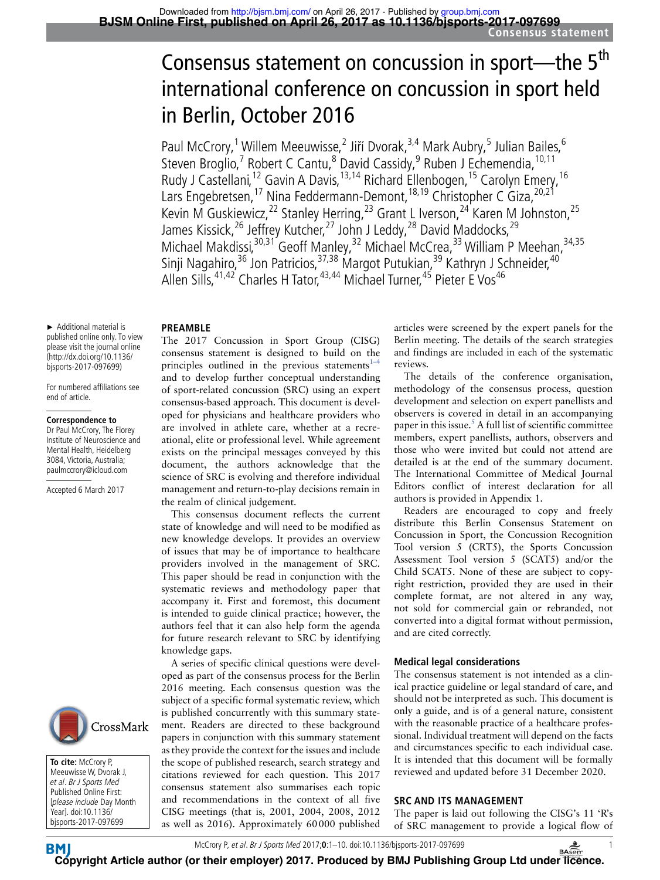# Consensus statement on concussion in sport—the 5th international conference on concussion in sport held in Berlin, October 2016

Paul McCrory,[1] Willem Meeuwisse,[2] Jiří Dvorak,[3,4] Mark Aubry,[5] Julian Bailes,[6] Steven Broglio,[7] Robert C Cantu,[8] David Cassidy,[9] Ruben J Echemendia,[10,11] Rudy J Castellani,[12] Gavin A Davis,[13,14] Richard Ellenbogen,[15] Carolyn Emery,[16] Lars Engebretsen,[17] Nina Feddermann-Demont,[18,19] Christopher C Giza,[20,21] Kevin M Guskiewicz,[22] Stanley Herring,[23] Grant L Iverson,[24] Karen M Johnston,[25] James Kissick,[26] Jeffrey Kutcher,[27] John J Leddy,[28] David Maddocks,[29] Michael Makdissi,[30,31] Geoff Manley,[32] Michael McCrea,[33] William P Meehan,[34,35] Sinji Nagahiro,[36] Jon Patricios,[37,38] Margot Putukian,[39] Kathryn J Schneider,[40] Allen Sills,[41,42] Charles H Tator,[43,44] Michael Turner,[45] Pieter E Vos[46]

► Additional material is published online only. To view please visit the journal online (http://dx.doi.org/10.1136/bjsports-2017-097699)

For numbered affiliations see end of article.

**Correspondence to**
Dr Paul McCrory, The Florey Institute of Neuroscience and Mental Health, Heidelberg 3084, Victoria, Australia; paulmccrory@icloud.com

Accepted 6 March 2017

**To cite:** McCrory P, Meeuwisse W, Dvorak J, *et al*. *Br J Sports Med* Published Online First: [*please include* Day Month Year]. doi:10.1136/bjsports-2017-097699

## PREAMBLE

The 2017 Concussion in Sport Group (CISG) consensus statement is designed to build on the principles outlined in the previous statements[1–4] and to develop further conceptual understanding of sport-related concussion (SRC) using an expert consensus-based approach. This document is developed for physicians and healthcare providers who are involved in athlete care, whether at a recreational, elite or professional level. While agreement exists on the principal messages conveyed by this document, the authors acknowledge that the science of SRC is evolving and therefore individual management and return-to-play decisions remain in the realm of clinical judgement.

This consensus document reflects the current state of knowledge and will need to be modified as new knowledge develops. It provides an overview of issues that may be of importance to healthcare providers involved in the management of SRC. This paper should be read in conjunction with the systematic reviews and methodology paper that accompany it. First and foremost, this document is intended to guide clinical practice; however, the authors feel that it can also help form the agenda for future research relevant to SRC by identifying knowledge gaps.

A series of specific clinical questions were developed as part of the consensus process for the Berlin 2016 meeting. Each consensus question was the subject of a specific formal systematic review, which is published concurrently with this summary statement. Readers are directed to these background papers in conjunction with this summary statement as they provide the context for the issues and include the scope of published research, search strategy and citations reviewed for each question. This 2017 consensus statement also summarises each topic and recommendations in the context of all five CISG meetings (that is, 2001, 2004, 2008, 2012 as well as 2016). Approximately 60 000 published articles were screened by the expert panels for the Berlin meeting. The details of the search strategies and findings are included in each of the systematic reviews.

The details of the conference organisation, methodology of the consensus process, question development and selection on expert panellists and observers is covered in detail in an accompanying paper in this issue.[5] A full list of scientific committee members, expert panellists, authors, observers and those who were invited but could not attend are detailed is at the end of the summary document. The International Committee of Medical Journal Editors conflict of interest declaration for all authors is provided in Appendix 1.

Readers are encouraged to copy and freely distribute this Berlin Consensus Statement on Concussion in Sport, the Concussion Recognition Tool version 5 (CRT5), the Sports Concussion Assessment Tool version 5 (SCAT5) and/or the Child SCAT5. None of these are subject to copyright restriction, provided they are used in their complete format, are not altered in any way, not sold for commercial gain or rebranded, not converted into a digital format without permission, and are cited correctly.

### Medical legal considerations

The consensus statement is not intended as a clinical practice guideline or legal standard of care, and should not be interpreted as such. This document is only a guide, and is of a general nature, consistent with the reasonable practice of a healthcare professional. Individual treatment will depend on the facts and circumstances specific to each individual case. It is intended that this document will be formally reviewed and updated before 31 December 2020.

## SRC AND ITS MANAGEMENT

The paper is laid out following the CISG's 11 'R's of SRC management to provide a logical flow of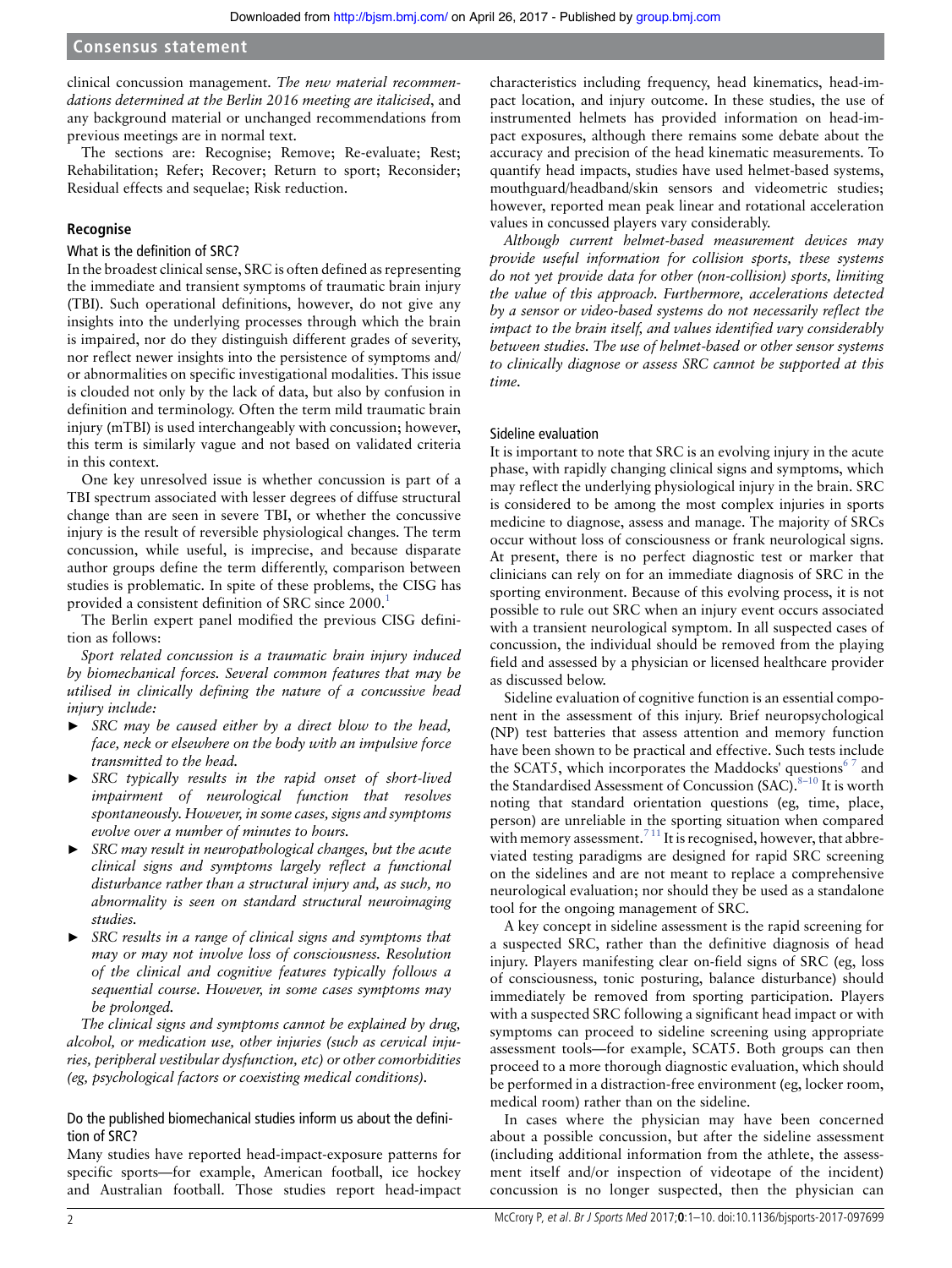clinical concussion management. *The new material recommendations determined at the Berlin 2016 meeting are italicised*, and any background material or unchanged recommendations from previous meetings are in normal text.

The sections are: Recognise; Remove; Re-evaluate; Rest; Rehabilitation; Refer; Recover; Return to sport; Reconsider; Residual effects and sequelae; Risk reduction.

## Recognise

### What is the definition of SRC?

In the broadest clinical sense, SRC is often defined as representing the immediate and transient symptoms of traumatic brain injury (TBI). Such operational definitions, however, do not give any insights into the underlying processes through which the brain is impaired, nor do they distinguish different grades of severity, nor reflect newer insights into the persistence of symptoms and/or abnormalities on specific investigational modalities. This issue is clouded not only by the lack of data, but also by confusion in definition and terminology. Often the term mild traumatic brain injury (mTBI) is used interchangeably with concussion; however, this term is similarly vague and not based on validated criteria in this context.

One key unresolved issue is whether concussion is part of a TBI spectrum associated with lesser degrees of diffuse structural change than are seen in severe TBI, or whether the concussive injury is the result of reversible physiological changes. The term concussion, while useful, is imprecise, and because disparate author groups define the term differently, comparison between studies is problematic. In spite of these problems, the CISG has provided a consistent definition of SRC since 2000.[1]

The Berlin expert panel modified the previous CISG definition as follows:

*Sport related concussion is a traumatic brain injury induced by biomechanical forces. Several common features that may be utilised in clinically defining the nature of a concussive head injury include:*

- *SRC may be caused either by a direct blow to the head, face, neck or elsewhere on the body with an impulsive force transmitted to the head.*
- *SRC typically results in the rapid onset of short-lived impairment of neurological function that resolves spontaneously. However, in some cases, signs and symptoms evolve over a number of minutes to hours.*
- *SRC may result in neuropathological changes, but the acute clinical signs and symptoms largely reflect a functional disturbance rather than a structural injury and, as such, no abnormality is seen on standard structural neuroimaging studies.*
- *SRC results in a range of clinical signs and symptoms that may or may not involve loss of consciousness. Resolution of the clinical and cognitive features typically follows a sequential course. However, in some cases symptoms may be prolonged.*

*The clinical signs and symptoms cannot be explained by drug, alcohol, or medication use, other injuries (such as cervical injuries, peripheral vestibular dysfunction, etc) or other comorbidities (eg, psychological factors or coexisting medical conditions).*

### Do the published biomechanical studies inform us about the definition of SRC?

Many studies have reported head-impact-exposure patterns for specific sports—for example, American football, ice hockey and Australian football. Those studies report head-impact characteristics including frequency, head kinematics, head-impact location, and injury outcome. In these studies, the use of instrumented helmets has provided information on head-impact exposures, although there remains some debate about the accuracy and precision of the head kinematic measurements. To quantify head impacts, studies have used helmet-based systems, mouthguard/headband/skin sensors and videometric studies; however, reported mean peak linear and rotational acceleration values in concussed players vary considerably.

*Although current helmet-based measurement devices may provide useful information for collision sports, these systems do not yet provide data for other (non-collision) sports, limiting the value of this approach. Furthermore, accelerations detected by a sensor or video-based systems do not necessarily reflect the impact to the brain itself, and values identified vary considerably between studies. The use of helmet-based or other sensor systems to clinically diagnose or assess SRC cannot be supported at this time.*

### Sideline evaluation

It is important to note that SRC is an evolving injury in the acute phase, with rapidly changing clinical signs and symptoms, which may reflect the underlying physiological injury in the brain. SRC is considered to be among the most complex injuries in sports medicine to diagnose, assess and manage. The majority of SRCs occur without loss of consciousness or frank neurological signs. At present, there is no perfect diagnostic test or marker that clinicians can rely on for an immediate diagnosis of SRC in the sporting environment. Because of this evolving process, it is not possible to rule out SRC when an injury event occurs associated with a transient neurological symptom. In all suspected cases of concussion, the individual should be removed from the playing field and assessed by a physician or licensed healthcare provider as discussed below.

Sideline evaluation of cognitive function is an essential component in the assessment of this injury. Brief neuropsychological (NP) test batteries that assess attention and memory function have been shown to be practical and effective. Such tests include the SCAT5, which incorporates the Maddocks' questions[6,7] and the Standardised Assessment of Concussion (SAC).[8–10] It is worth noting that standard orientation questions (eg, time, place, person) are unreliable in the sporting situation when compared with memory assessment.[7,11] It is recognised, however, that abbreviated testing paradigms are designed for rapid SRC screening on the sidelines and are not meant to replace a comprehensive neurological evaluation; nor should they be used as a standalone tool for the ongoing management of SRC.

A key concept in sideline assessment is the rapid screening for a suspected SRC, rather than the definitive diagnosis of head injury. Players manifesting clear on-field signs of SRC (eg, loss of consciousness, tonic posturing, balance disturbance) should immediately be removed from sporting participation. Players with a suspected SRC following a significant head impact or with symptoms can proceed to sideline screening using appropriate assessment tools—for example, SCAT5. Both groups can then proceed to a more thorough diagnostic evaluation, which should be performed in a distraction-free environment (eg, locker room, medical room) rather than on the sideline.

In cases where the physician may have been concerned about a possible concussion, but after the sideline assessment (including additional information from the athlete, the assessment itself and/or inspection of videotape of the incident) concussion is no longer suspected, then the physician can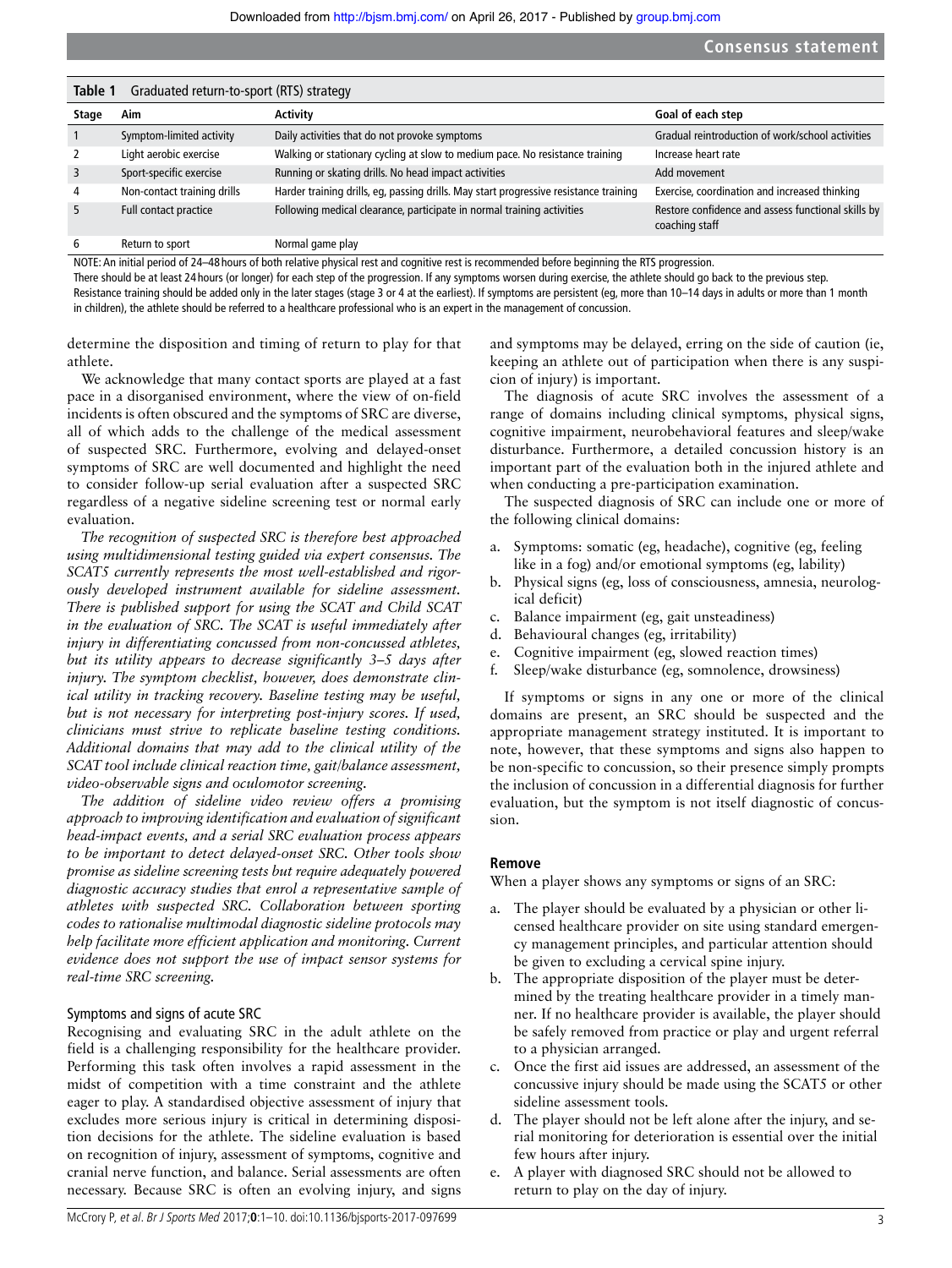**Table 1** Graduated return-to-sport (RTS) strategy

| Stage | Aim | Activity | Goal of each step |
|---|---|---|---|
| 1 | Symptom-limited activity | Daily activities that do not provoke symptoms | Gradual reintroduction of work/school activities |
| 2 | Light aerobic exercise | Walking or stationary cycling at slow to medium pace. No resistance training | Increase heart rate |
| 3 | Sport-specific exercise | Running or skating drills. No head impact activities | Add movement |
| 4 | Non-contact training drills | Harder training drills, eg, passing drills. May start progressive resistance training | Exercise, coordination and increased thinking |
| 5 | Full contact practice | Following medical clearance, participate in normal training activities | Restore confidence and assess functional skills by coaching staff |
| 6 | Return to sport | Normal game play | |

NOTE: An initial period of 24–48 hours of both relative physical rest and cognitive rest is recommended before beginning the RTS progression.
There should be at least 24 hours (or longer) for each step of the progression. If any symptoms worsen during exercise, the athlete should go back to the previous step.
Resistance training should be added only in the later stages (stage 3 or 4 at the earliest). If symptoms are persistent (eg, more than 10–14 days in adults or more than 1 month in children), the athlete should be referred to a healthcare professional who is an expert in the management of concussion.

determine the disposition and timing of return to play for that athlete.

We acknowledge that many contact sports are played at a fast pace in a disorganised environment, where the view of on-field incidents is often obscured and the symptoms of SRC are diverse, all of which adds to the challenge of the medical assessment of suspected SRC. Furthermore, evolving and delayed-onset symptoms of SRC are well documented and highlight the need to consider follow-up serial evaluation after a suspected SRC regardless of a negative sideline screening test or normal early evaluation.

*The recognition of suspected SRC is therefore best approached using multidimensional testing guided via expert consensus. The SCAT5 currently represents the most well-established and rigorously developed instrument available for sideline assessment. There is published support for using the SCAT and Child SCAT in the evaluation of SRC. The SCAT is useful immediately after injury in differentiating concussed from non-concussed athletes, but its utility appears to decrease significantly 3–5 days after injury. The symptom checklist, however, does demonstrate clinical utility in tracking recovery. Baseline testing may be useful, but is not necessary for interpreting post-injury scores. If used, clinicians must strive to replicate baseline testing conditions. Additional domains that may add to the clinical utility of the SCAT tool include clinical reaction time, gait/balance assessment, video-observable signs and oculomotor screening.*

*The addition of sideline video review offers a promising approach to improving identification and evaluation of significant head-impact events, and a serial SRC evaluation process appears to be important to detect delayed-onset SRC. Other tools show promise as sideline screening tests but require adequately powered diagnostic accuracy studies that enrol a representative sample of athletes with suspected SRC. Collaboration between sporting codes to rationalise multimodal diagnostic sideline protocols may help facilitate more efficient application and monitoring. Current evidence does not support the use of impact sensor systems for real-time SRC screening.*

### Symptoms and signs of acute SRC

Recognising and evaluating SRC in the adult athlete on the field is a challenging responsibility for the healthcare provider. Performing this task often involves a rapid assessment in the midst of competition with a time constraint and the athlete eager to play. A standardised objective assessment of injury that excludes more serious injury is critical in determining disposition decisions for the athlete. The sideline evaluation is based on recognition of injury, assessment of symptoms, cognitive and cranial nerve function, and balance. Serial assessments are often necessary. Because SRC is often an evolving injury, and signs and symptoms may be delayed, erring on the side of caution (ie, keeping an athlete out of participation when there is any suspicion of injury) is important.

The diagnosis of acute SRC involves the assessment of a range of domains including clinical symptoms, physical signs, cognitive impairment, neurobehavioral features and sleep/wake disturbance. Furthermore, a detailed concussion history is an important part of the evaluation both in the injured athlete and when conducting a pre-participation examination.

The suspected diagnosis of SRC can include one or more of the following clinical domains:

a. Symptoms: somatic (eg, headache), cognitive (eg, feeling like in a fog) and/or emotional symptoms (eg, lability)
b. Physical signs (eg, loss of consciousness, amnesia, neurological deficit)
c. Balance impairment (eg, gait unsteadiness)
d. Behavioural changes (eg, irritability)
e. Cognitive impairment (eg, slowed reaction times)
f. Sleep/wake disturbance (eg, somnolence, drowsiness)

If symptoms or signs in any one or more of the clinical domains are present, an SRC should be suspected and the appropriate management strategy instituted. It is important to note, however, that these symptoms and signs also happen to be non-specific to concussion, so their presence simply prompts the inclusion of concussion in a differential diagnosis for further evaluation, but the symptom is not itself diagnostic of concussion.

### Remove

When a player shows any symptoms or signs of an SRC:

a. The player should be evaluated by a physician or other licensed healthcare provider on site using standard emergency management principles, and particular attention should be given to excluding a cervical spine injury.
b. The appropriate disposition of the player must be determined by the treating healthcare provider in a timely manner. If no healthcare provider is available, the player should be safely removed from practice or play and urgent referral to a physician arranged.
c. Once the first aid issues are addressed, an assessment of the concussive injury should be made using the SCAT5 or other sideline assessment tools.
d. The player should not be left alone after the injury, and serial monitoring for deterioration is essential over the initial few hours after injury.
e. A player with diagnosed SRC should not be allowed to return to play on the day of injury.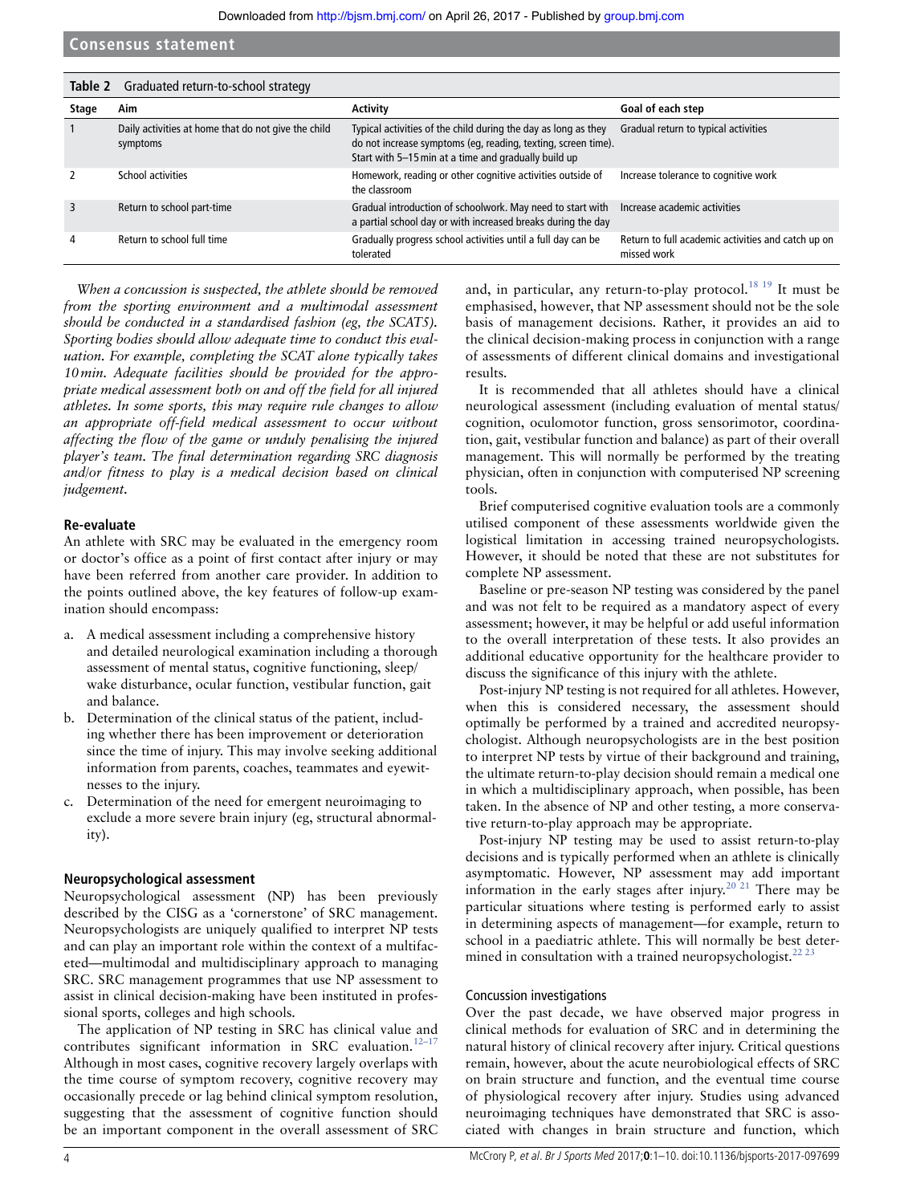**Table 2** Graduated return-to-school strategy

| Stage | Aim | Activity | Goal of each step |
|---|---|---|---|
| 1 | Daily activities at home that do not give the child symptoms | Typical activities of the child during the day as long as they do not increase symptoms (eg, reading, texting, screen time). Start with 5–15 min at a time and gradually build up | Gradual return to typical activities |
| 2 | School activities | Homework, reading or other cognitive activities outside of the classroom | Increase tolerance to cognitive work |
| 3 | Return to school part-time | Gradual introduction of schoolwork. May need to start with a partial school day or with increased breaks during the day | Increase academic activities |
| 4 | Return to school full time | Gradually progress school activities until a full day can be tolerated | Return to full academic activities and catch up on missed work |

*When a concussion is suspected, the athlete should be removed from the sporting environment and a multimodal assessment should be conducted in a standardised fashion (eg, the SCAT5). Sporting bodies should allow adequate time to conduct this evaluation. For example, completing the SCAT alone typically takes 10 min. Adequate facilities should be provided for the appropriate medical assessment both on and off the field for all injured athletes. In some sports, this may require rule changes to allow an appropriate off-field medical assessment to occur without affecting the flow of the game or unduly penalising the injured player's team. The final determination regarding SRC diagnosis and/or fitness to play is a medical decision based on clinical judgement.*

### Re-evaluate

An athlete with SRC may be evaluated in the emergency room or doctor's office as a point of first contact after injury or may have been referred from another care provider. In addition to the points outlined above, the key features of follow-up examination should encompass:

a. A medical assessment including a comprehensive history and detailed neurological examination including a thorough assessment of mental status, cognitive functioning, sleep/wake disturbance, ocular function, vestibular function, gait and balance.
b. Determination of the clinical status of the patient, including whether there has been improvement or deterioration since the time of injury. This may involve seeking additional information from parents, coaches, teammates and eyewitnesses to the injury.
c. Determination of the need for emergent neuroimaging to exclude a more severe brain injury (eg, structural abnormality).

### Neuropsychological assessment

Neuropsychological assessment (NP) has been previously described by the CISG as a 'cornerstone' of SRC management. Neuropsychologists are uniquely qualified to interpret NP tests and can play an important role within the context of a multifaceted—multimodal and multidisciplinary approach to managing SRC. SRC management programmes that use NP assessment to assist in clinical decision-making have been instituted in professional sports, colleges and high schools.

The application of NP testing in SRC has clinical value and contributes significant information in SRC evaluation.[12–17] Although in most cases, cognitive recovery largely overlaps with the time course of symptom recovery, cognitive recovery may occasionally precede or lag behind clinical symptom resolution, suggesting that the assessment of cognitive function should be an important component in the overall assessment of SRC and, in particular, any return-to-play protocol.[18 19] It must be emphasised, however, that NP assessment should not be the sole basis of management decisions. Rather, it provides an aid to the clinical decision-making process in conjunction with a range of assessments of different clinical domains and investigational results.

It is recommended that all athletes should have a clinical neurological assessment (including evaluation of mental status/cognition, oculomotor function, gross sensorimotor, coordination, gait, vestibular function and balance) as part of their overall management. This will normally be performed by the treating physician, often in conjunction with computerised NP screening tools.

Brief computerised cognitive evaluation tools are a commonly utilised component of these assessments worldwide given the logistical limitation in accessing trained neuropsychologists. However, it should be noted that these are not substitutes for complete NP assessment.

Baseline or pre-season NP testing was considered by the panel and was not felt to be required as a mandatory aspect of every assessment; however, it may be helpful or add useful information to the overall interpretation of these tests. It also provides an additional educative opportunity for the healthcare provider to discuss the significance of this injury with the athlete.

Post-injury NP testing is not required for all athletes. However, when this is considered necessary, the assessment should optimally be performed by a trained and accredited neuropsychologist. Although neuropsychologists are in the best position to interpret NP tests by virtue of their background and training, the ultimate return-to-play decision should remain a medical one in which a multidisciplinary approach, when possible, has been taken. In the absence of NP and other testing, a more conservative return-to-play approach may be appropriate.

Post-injury NP testing may be used to assist return-to-play decisions and is typically performed when an athlete is clinically asymptomatic. However, NP assessment may add important information in the early stages after injury.[20 21] There may be particular situations where testing is performed early to assist in determining aspects of management—for example, return to school in a paediatric athlete. This will normally be best determined in consultation with a trained neuropsychologist.[22 23]

#### Concussion investigations

Over the past decade, we have observed major progress in clinical methods for evaluation of SRC and in determining the natural history of clinical recovery after injury. Critical questions remain, however, about the acute neurobiological effects of SRC on brain structure and function, and the eventual time course of physiological recovery after injury. Studies using advanced neuroimaging techniques have demonstrated that SRC is associated with changes in brain structure and function, which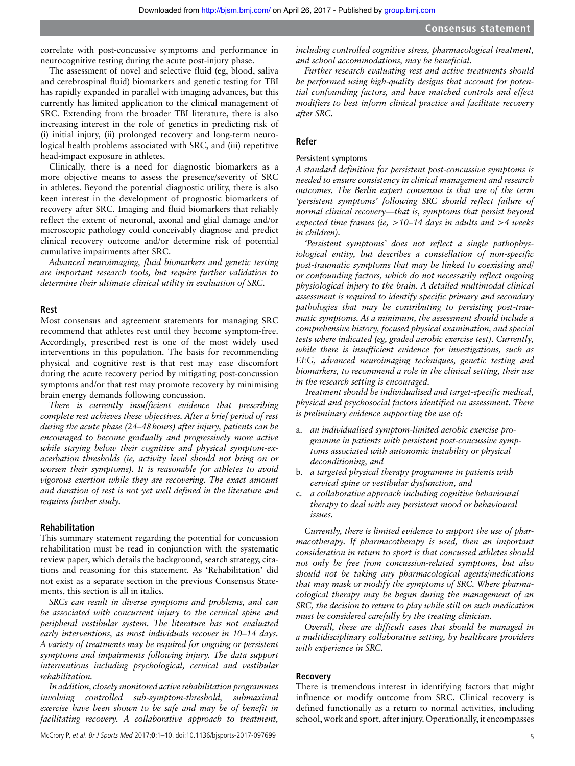correlate with post-concussive symptoms and performance in neurocognitive testing during the acute post-injury phase.

The assessment of novel and selective fluid (eg, blood, saliva and cerebrospinal fluid) biomarkers and genetic testing for TBI has rapidly expanded in parallel with imaging advances, but this currently has limited application to the clinical management of SRC. Extending from the broader TBI literature, there is also increasing interest in the role of genetics in predicting risk of (i) initial injury, (ii) prolonged recovery and long-term neurological health problems associated with SRC, and (iii) repetitive head-impact exposure in athletes.

Clinically, there is a need for diagnostic biomarkers as a more objective means to assess the presence/severity of SRC in athletes. Beyond the potential diagnostic utility, there is also keen interest in the development of prognostic biomarkers of recovery after SRC. Imaging and fluid biomarkers that reliably reflect the extent of neuronal, axonal and glial damage and/or microscopic pathology could conceivably diagnose and predict clinical recovery outcome and/or determine risk of potential cumulative impairments after SRC.

*Advanced neuroimaging, fluid biomarkers and genetic testing are important research tools, but require further validation to determine their ultimate clinical utility in evaluation of SRC.*

### Rest

Most consensus and agreement statements for managing SRC recommend that athletes rest until they become symptom-free. Accordingly, prescribed rest is one of the most widely used interventions in this population. The basis for recommending physical and cognitive rest is that rest may ease discomfort during the acute recovery period by mitigating post-concussion symptoms and/or that rest may promote recovery by minimising brain energy demands following concussion.

*There is currently insufficient evidence that prescribing complete rest achieves these objectives. After a brief period of rest during the acute phase (24–48 hours) after injury, patients can be encouraged to become gradually and progressively more active while staying below their cognitive and physical symptom-exacerbation thresholds (ie, activity level should not bring on or worsen their symptoms). It is reasonable for athletes to avoid vigorous exertion while they are recovering. The exact amount and duration of rest is not yet well defined in the literature and requires further study.*

### Rehabilitation

This summary statement regarding the potential for concussion rehabilitation must be read in conjunction with the systematic review paper, which details the background, search strategy, citations and reasoning for this statement. As 'Rehabilitation' did not exist as a separate section in the previous Consensus Statements, this section is all in italics.

*SRCs can result in diverse symptoms and problems, and can be associated with concurrent injury to the cervical spine and peripheral vestibular system. The literature has not evaluated early interventions, as most individuals recover in 10–14 days. A variety of treatments may be required for ongoing or persistent symptoms and impairments following injury. The data support interventions including psychological, cervical and vestibular rehabilitation.*

*In addition, closely monitored active rehabilitation programmes involving controlled sub-symptom-threshold, submaximal exercise have been shown to be safe and may be of benefit in facilitating recovery. A collaborative approach to treatment, including controlled cognitive stress, pharmacological treatment, and school accommodations, may be beneficial.*

*Further research evaluating rest and active treatments should be performed using high-quality designs that account for potential confounding factors, and have matched controls and effect modifiers to best inform clinical practice and facilitate recovery after SRC.*

### Refer

#### Persistent symptoms

*A standard definition for persistent post-concussive symptoms is needed to ensure consistency in clinical management and research outcomes. The Berlin expert consensus is that use of the term 'persistent symptoms' following SRC should reflect failure of normal clinical recovery—that is, symptoms that persist beyond expected time frames (ie, >10–14 days in adults and >4 weeks in children).*

*'Persistent symptoms' does not reflect a single pathophysiological entity, but describes a constellation of non-specific post-traumatic symptoms that may be linked to coexisting and/or confounding factors, which do not necessarily reflect ongoing physiological injury to the brain. A detailed multimodal clinical assessment is required to identify specific primary and secondary pathologies that may be contributing to persisting post-traumatic symptoms. At a minimum, the assessment should include a comprehensive history, focused physical examination, and special tests where indicated (eg, graded aerobic exercise test). Currently, while there is insufficient evidence for investigations, such as EEG, advanced neuroimaging techniques, genetic testing and biomarkers, to recommend a role in the clinical setting, their use in the research setting is encouraged.*

*Treatment should be individualised and target-specific medical, physical and psychosocial factors identified on assessment. There is preliminary evidence supporting the use of:*

a. *an individualised symptom-limited aerobic exercise programme in patients with persistent post-concussive symptoms associated with autonomic instability or physical deconditioning, and*
b. *a targeted physical therapy programme in patients with cervical spine or vestibular dysfunction, and*
c. *a collaborative approach including cognitive behavioural therapy to deal with any persistent mood or behavioural issues.*

*Currently, there is limited evidence to support the use of pharmacotherapy. If pharmacotherapy is used, then an important consideration in return to sport is that concussed athletes should not only be free from concussion-related symptoms, but also should not be taking any pharmacological agents/medications that may mask or modify the symptoms of SRC. Where pharmacological therapy may be begun during the management of an SRC, the decision to return to play while still on such medication must be considered carefully by the treating clinician.*

*Overall, these are difficult cases that should be managed in a multidisciplinary collaborative setting, by healthcare providers with experience in SRC.*

### Recovery

There is tremendous interest in identifying factors that might influence or modify outcome from SRC. Clinical recovery is defined functionally as a return to normal activities, including school, work and sport, after injury. Operationally, it encompasses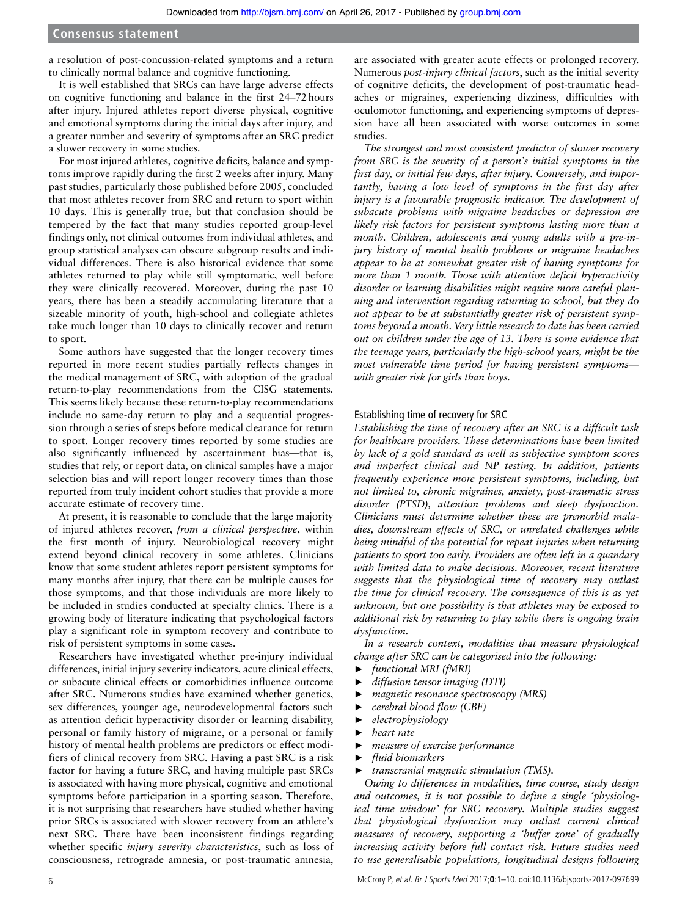a resolution of post-concussion-related symptoms and a return to clinically normal balance and cognitive functioning.

It is well established that SRCs can have large adverse effects on cognitive functioning and balance in the first 24–72 hours after injury. Injured athletes report diverse physical, cognitive and emotional symptoms during the initial days after injury, and a greater number and severity of symptoms after an SRC predict a slower recovery in some studies.

For most injured athletes, cognitive deficits, balance and symptoms improve rapidly during the first 2 weeks after injury. Many past studies, particularly those published before 2005, concluded that most athletes recover from SRC and return to sport within 10 days. This is generally true, but that conclusion should be tempered by the fact that many studies reported group-level findings only, not clinical outcomes from individual athletes, and group statistical analyses can obscure subgroup results and individual differences. There is also historical evidence that some athletes returned to play while still symptomatic, well before they were clinically recovered. Moreover, during the past 10 years, there has been a steadily accumulating literature that a sizeable minority of youth, high-school and collegiate athletes take much longer than 10 days to clinically recover and return to sport.

Some authors have suggested that the longer recovery times reported in more recent studies partially reflects changes in the medical management of SRC, with adoption of the gradual return-to-play recommendations from the CISG statements. This seems likely because these return-to-play recommendations include no same-day return to play and a sequential progression through a series of steps before medical clearance for return to sport. Longer recovery times reported by some studies are also significantly influenced by ascertainment bias—that is, studies that rely, or report data, on clinical samples have a major selection bias and will report longer recovery times than those reported from truly incident cohort studies that provide a more accurate estimate of recovery time.

At present, it is reasonable to conclude that the large majority of injured athletes recover, *from a clinical perspective*, within the first month of injury. Neurobiological recovery might extend beyond clinical recovery in some athletes. Clinicians know that some student athletes report persistent symptoms for many months after injury, that there can be multiple causes for those symptoms, and that those individuals are more likely to be included in studies conducted at specialty clinics. There is a growing body of literature indicating that psychological factors play a significant role in symptom recovery and contribute to risk of persistent symptoms in some cases.

Researchers have investigated whether pre-injury individual differences, initial injury severity indicators, acute clinical effects, or subacute clinical effects or comorbidities influence outcome after SRC. Numerous studies have examined whether genetics, sex differences, younger age, neurodevelopmental factors such as attention deficit hyperactivity disorder or learning disability, personal or family history of migraine, or a personal or family history of mental health problems are predictors or effect modifiers of clinical recovery from SRC. Having a past SRC is a risk factor for having a future SRC, and having multiple past SRCs is associated with having more physical, cognitive and emotional symptoms before participation in a sporting season. Therefore, it is not surprising that researchers have studied whether having prior SRCs is associated with slower recovery from an athlete's next SRC. There have been inconsistent findings regarding whether specific *injury severity characteristics*, such as loss of consciousness, retrograde amnesia, or post-traumatic amnesia, are associated with greater acute effects or prolonged recovery. Numerous *post-injury clinical factors*, such as the initial severity of cognitive deficits, the development of post-traumatic headaches or migraines, experiencing dizziness, difficulties with oculomotor functioning, and experiencing symptoms of depression have all been associated with worse outcomes in some studies.

*The strongest and most consistent predictor of slower recovery from SRC is the severity of a person's initial symptoms in the first day, or initial few days, after injury. Conversely, and importantly, having a low level of symptoms in the first day after injury is a favourable prognostic indicator. The development of subacute problems with migraine headaches or depression are likely risk factors for persistent symptoms lasting more than a month. Children, adolescents and young adults with a pre-injury history of mental health problems or migraine headaches appear to be at somewhat greater risk of having symptoms for more than 1 month. Those with attention deficit hyperactivity disorder or learning disabilities might require more careful planning and intervention regarding returning to school, but they do not appear to be at substantially greater risk of persistent symptoms beyond a month. Very little research to date has been carried out on children under the age of 13. There is some evidence that the teenage years, particularly the high-school years, might be the most vulnerable time period for having persistent symptoms—with greater risk for girls than boys.*

## Establishing time of recovery for SRC

*Establishing the time of recovery after an SRC is a difficult task for healthcare providers. These determinations have been limited by lack of a gold standard as well as subjective symptom scores and imperfect clinical and NP testing. In addition, patients frequently experience more persistent symptoms, including, but not limited to, chronic migraines, anxiety, post-traumatic stress disorder (PTSD), attention problems and sleep dysfunction. Clinicians must determine whether these are premorbid maladies, downstream effects of SRC, or unrelated challenges while being mindful of the potential for repeat injuries when returning patients to sport too early. Providers are often left in a quandary with limited data to make decisions. Moreover, recent literature suggests that the physiological time of recovery may outlast the time for clinical recovery. The consequence of this is as yet unknown, but one possibility is that athletes may be exposed to additional risk by returning to play while there is ongoing brain dysfunction.*

*In a research context, modalities that measure physiological change after SRC can be categorised into the following:*

- *functional MRI (fMRI)*
- *diffusion tensor imaging (DTI)*
- *magnetic resonance spectroscopy (MRS)*
- *cerebral blood flow (CBF)*
- *electrophysiology*
- *heart rate*
- *measure of exercise performance*
- *fluid biomarkers*
- *transcranial magnetic stimulation (TMS).*

*Owing to differences in modalities, time course, study design and outcomes, it is not possible to define a single 'physiological time window' for SRC recovery. Multiple studies suggest that physiological dysfunction may outlast current clinical measures of recovery, supporting a 'buffer zone' of gradually increasing activity before full contact risk. Future studies need to use generalisable populations, longitudinal designs following*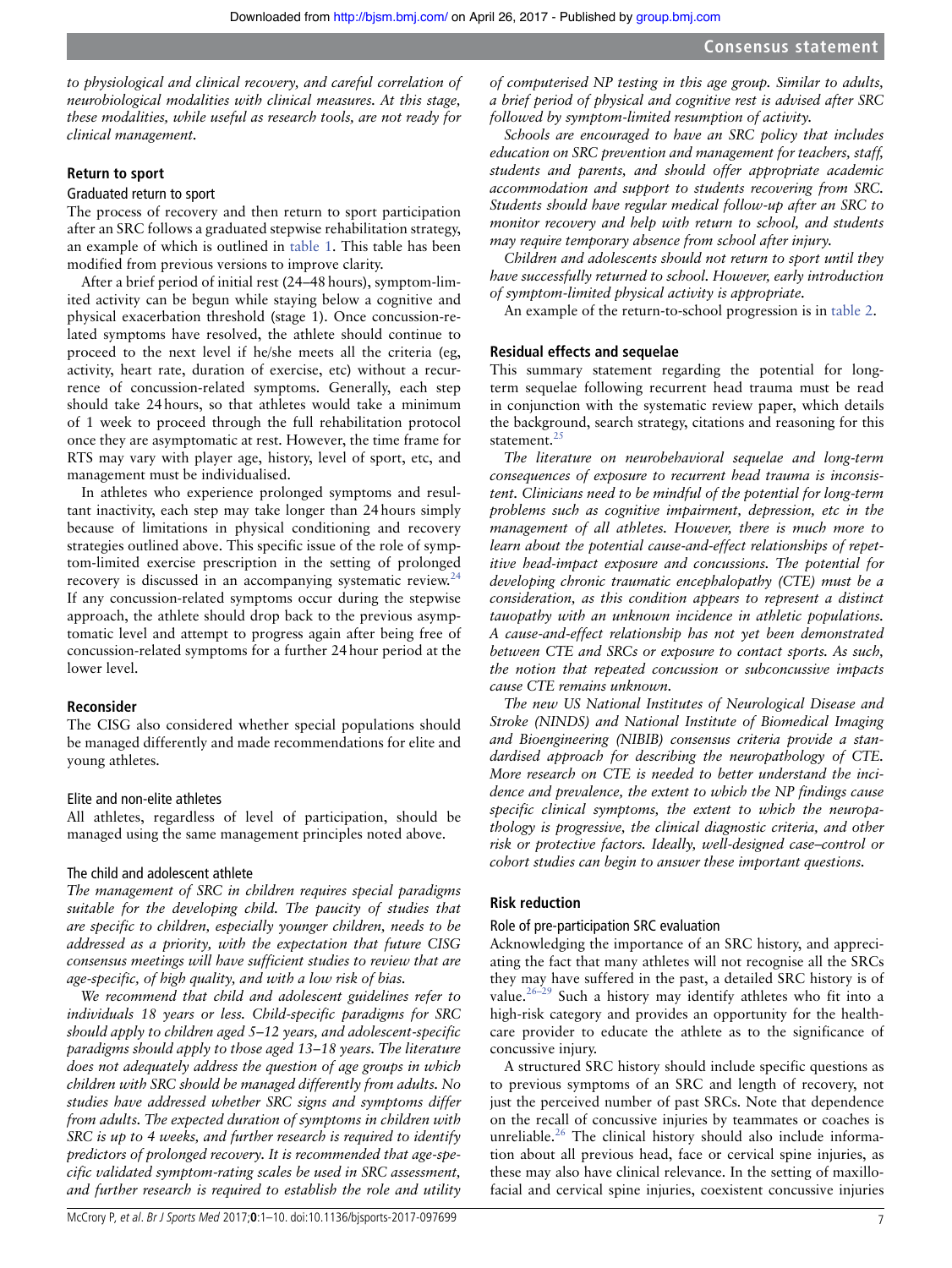*to physiological and clinical recovery, and careful correlation of neurobiological modalities with clinical measures. At this stage, these modalities, while useful as research tools, are not ready for clinical management.*

## Return to sport

### Graduated return to sport

The process of recovery and then return to sport participation after an SRC follows a graduated stepwise rehabilitation strategy, an example of which is outlined in table 1. This table has been modified from previous versions to improve clarity.

After a brief period of initial rest (24–48 hours), symptom-limited activity can be begun while staying below a cognitive and physical exacerbation threshold (stage 1). Once concussion-related symptoms have resolved, the athlete should continue to proceed to the next level if he/she meets all the criteria (eg, activity, heart rate, duration of exercise, etc) without a recurrence of concussion-related symptoms. Generally, each step should take 24 hours, so that athletes would take a minimum of 1 week to proceed through the full rehabilitation protocol once they are asymptomatic at rest. However, the time frame for RTS may vary with player age, history, level of sport, etc, and management must be individualised.

In athletes who experience prolonged symptoms and resultant inactivity, each step may take longer than 24 hours simply because of limitations in physical conditioning and recovery strategies outlined above. This specific issue of the role of symptom-limited exercise prescription in the setting of prolonged recovery is discussed in an accompanying systematic review.[24] If any concussion-related symptoms occur during the stepwise approach, the athlete should drop back to the previous asymptomatic level and attempt to progress again after being free of concussion-related symptoms for a further 24 hour period at the lower level.

## Reconsider

The CISG also considered whether special populations should be managed differently and made recommendations for elite and young athletes.

### Elite and non-elite athletes

All athletes, regardless of level of participation, should be managed using the same management principles noted above.

### The child and adolescent athlete

*The management of SRC in children requires special paradigms suitable for the developing child. The paucity of studies that are specific to children, especially younger children, needs to be addressed as a priority, with the expectation that future CISG consensus meetings will have sufficient studies to review that are age-specific, of high quality, and with a low risk of bias.*

*We recommend that child and adolescent guidelines refer to individuals 18 years or less. Child-specific paradigms for SRC should apply to children aged 5–12 years, and adolescent-specific paradigms should apply to those aged 13–18 years. The literature does not adequately address the question of age groups in which children with SRC should be managed differently from adults. No studies have addressed whether SRC signs and symptoms differ from adults. The expected duration of symptoms in children with SRC is up to 4 weeks, and further research is required to identify predictors of prolonged recovery. It is recommended that age-specific validated symptom-rating scales be used in SRC assessment, and further research is required to establish the role and utility of computerised NP testing in this age group. Similar to adults, a brief period of physical and cognitive rest is advised after SRC followed by symptom-limited resumption of activity.*

*Schools are encouraged to have an SRC policy that includes education on SRC prevention and management for teachers, staff, students and parents, and should offer appropriate academic accommodation and support to students recovering from SRC. Students should have regular medical follow-up after an SRC to monitor recovery and help with return to school, and students may require temporary absence from school after injury.*

*Children and adolescents should not return to sport until they have successfully returned to school. However, early introduction of symptom-limited physical activity is appropriate.*

An example of the return-to-school progression is in table 2.

## Residual effects and sequelae

This summary statement regarding the potential for long-term sequelae following recurrent head trauma must be read in conjunction with the systematic review paper, which details the background, search strategy, citations and reasoning for this statement.[25]

*The literature on neurobehavioral sequelae and long-term consequences of exposure to recurrent head trauma is inconsistent. Clinicians need to be mindful of the potential for long-term problems such as cognitive impairment, depression, etc in the management of all athletes. However, there is much more to learn about the potential cause-and-effect relationships of repetitive head-impact exposure and concussions. The potential for developing chronic traumatic encephalopathy (CTE) must be a consideration, as this condition appears to represent a distinct tauopathy with an unknown incidence in athletic populations. A cause-and-effect relationship has not yet been demonstrated between CTE and SRCs or exposure to contact sports. As such, the notion that repeated concussion or subconcussive impacts cause CTE remains unknown.*

*The new US National Institutes of Neurological Disease and Stroke (NINDS) and National Institute of Biomedical Imaging and Bioengineering (NIBIB) consensus criteria provide a standardised approach for describing the neuropathology of CTE. More research on CTE is needed to better understand the incidence and prevalence, the extent to which the NP findings cause specific clinical symptoms, the extent to which the neuropathology is progressive, the clinical diagnostic criteria, and other risk or protective factors. Ideally, well-designed case–control or cohort studies can begin to answer these important questions.*

## Risk reduction

### Role of pre-participation SRC evaluation

Acknowledging the importance of an SRC history, and appreciating the fact that many athletes will not recognise all the SRCs they may have suffered in the past, a detailed SRC history is of value.[26–29] Such a history may identify athletes who fit into a high-risk category and provides an opportunity for the healthcare provider to educate the athlete as to the significance of concussive injury.

A structured SRC history should include specific questions as to previous symptoms of an SRC and length of recovery, not just the perceived number of past SRCs. Note that dependence on the recall of concussive injuries by teammates or coaches is unreliable.[26] The clinical history should also include information about all previous head, face or cervical spine injuries, as these may also have clinical relevance. In the setting of maxillofacial and cervical spine injuries, coexistent concussive injuries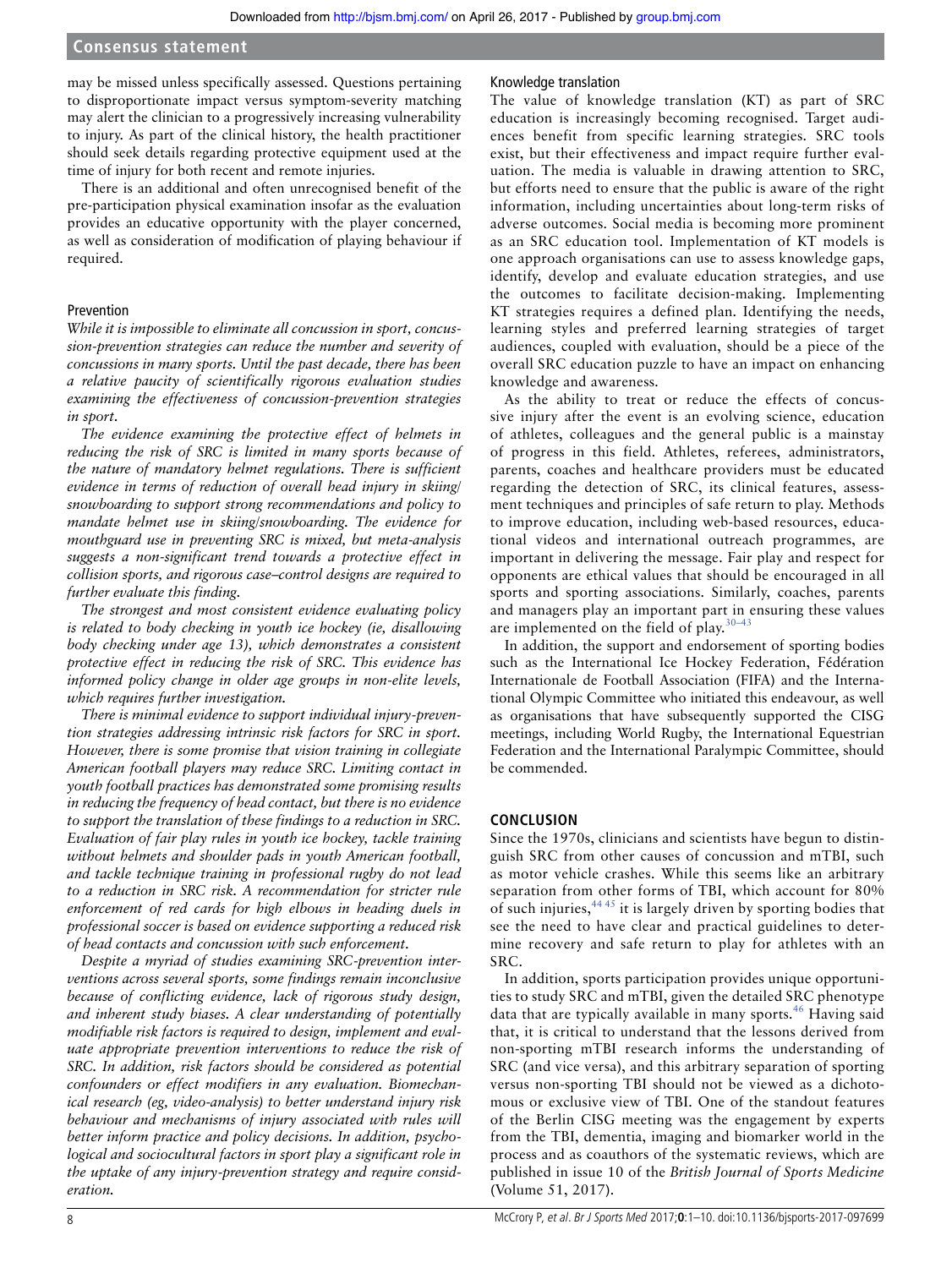may be missed unless specifically assessed. Questions pertaining to disproportionate impact versus symptom-severity matching may alert the clinician to a progressively increasing vulnerability to injury. As part of the clinical history, the health practitioner should seek details regarding protective equipment used at the time of injury for both recent and remote injuries.

There is an additional and often unrecognised benefit of the pre-participation physical examination insofar as the evaluation provides an educative opportunity with the player concerned, as well as consideration of modification of playing behaviour if required.

### Prevention

*While it is impossible to eliminate all concussion in sport, concussion-prevention strategies can reduce the number and severity of concussions in many sports. Until the past decade, there has been a relative paucity of scientifically rigorous evaluation studies examining the effectiveness of concussion-prevention strategies in sport.*

*The evidence examining the protective effect of helmets in reducing the risk of SRC is limited in many sports because of the nature of mandatory helmet regulations. There is sufficient evidence in terms of reduction of overall head injury in skiing/snowboarding to support strong recommendations and policy to mandate helmet use in skiing/snowboarding. The evidence for mouthguard use in preventing SRC is mixed, but meta-analysis suggests a non-significant trend towards a protective effect in collision sports, and rigorous case–control designs are required to further evaluate this finding.*

*The strongest and most consistent evidence evaluating policy is related to body checking in youth ice hockey (ie, disallowing body checking under age 13), which demonstrates a consistent protective effect in reducing the risk of SRC. This evidence has informed policy change in older age groups in non-elite levels, which requires further investigation.*

*There is minimal evidence to support individual injury-prevention strategies addressing intrinsic risk factors for SRC in sport. However, there is some promise that vision training in collegiate American football players may reduce SRC. Limiting contact in youth football practices has demonstrated some promising results in reducing the frequency of head contact, but there is no evidence to support the translation of these findings to a reduction in SRC. Evaluation of fair play rules in youth ice hockey, tackle training without helmets and shoulder pads in youth American football, and tackle technique training in professional rugby do not lead to a reduction in SRC risk. A recommendation for stricter rule enforcement of red cards for high elbows in heading duels in professional soccer is based on evidence supporting a reduced risk of head contacts and concussion with such enforcement.*

*Despite a myriad of studies examining SRC-prevention interventions across several sports, some findings remain inconclusive because of conflicting evidence, lack of rigorous study design, and inherent study biases. A clear understanding of potentially modifiable risk factors is required to design, implement and evaluate appropriate prevention interventions to reduce the risk of SRC. In addition, risk factors should be considered as potential confounders or effect modifiers in any evaluation. Biomechanical research (eg, video-analysis) to better understand injury risk behaviour and mechanisms of injury associated with rules will better inform practice and policy decisions. In addition, psychological and sociocultural factors in sport play a significant role in the uptake of any injury-prevention strategy and require consideration.*

### Knowledge translation

The value of knowledge translation (KT) as part of SRC education is increasingly becoming recognised. Target audiences benefit from specific learning strategies. SRC tools exist, but their effectiveness and impact require further evaluation. The media is valuable in drawing attention to SRC, but efforts need to ensure that the public is aware of the right information, including uncertainties about long-term risks of adverse outcomes. Social media is becoming more prominent as an SRC education tool. Implementation of KT models is one approach organisations can use to assess knowledge gaps, identify, develop and evaluate education strategies, and use the outcomes to facilitate decision-making. Implementing KT strategies requires a defined plan. Identifying the needs, learning styles and preferred learning strategies of target audiences, coupled with evaluation, should be a piece of the overall SRC education puzzle to have an impact on enhancing knowledge and awareness.

As the ability to treat or reduce the effects of concussive injury after the event is an evolving science, education of athletes, colleagues and the general public is a mainstay of progress in this field. Athletes, referees, administrators, parents, coaches and healthcare providers must be educated regarding the detection of SRC, its clinical features, assessment techniques and principles of safe return to play. Methods to improve education, including web-based resources, educational videos and international outreach programmes, are important in delivering the message. Fair play and respect for opponents are ethical values that should be encouraged in all sports and sporting associations. Similarly, coaches, parents and managers play an important part in ensuring these values are implemented on the field of play.[30–43]

In addition, the support and endorsement of sporting bodies such as the International Ice Hockey Federation, Fédération Internationale de Football Association (FIFA) and the International Olympic Committee who initiated this endeavour, as well as organisations that have subsequently supported the CISG meetings, including World Rugby, the International Equestrian Federation and the International Paralympic Committee, should be commended.

## CONCLUSION

Since the 1970s, clinicians and scientists have begun to distinguish SRC from other causes of concussion and mTBI, such as motor vehicle crashes. While this seems like an arbitrary separation from other forms of TBI, which account for 80% of such injuries,[44,45] it is largely driven by sporting bodies that see the need to have clear and practical guidelines to determine recovery and safe return to play for athletes with an SRC.

In addition, sports participation provides unique opportunities to study SRC and mTBI, given the detailed SRC phenotype data that are typically available in many sports.[46] Having said that, it is critical to understand that the lessons derived from non-sporting mTBI research informs the understanding of SRC (and vice versa), and this arbitrary separation of sporting versus non-sporting TBI should not be viewed as a dichotomous or exclusive view of TBI. One of the standout features of the Berlin CISG meeting was the engagement by experts from the TBI, dementia, imaging and biomarker world in the process and as coauthors of the systematic reviews, which are published in issue 10 of the *British Journal of Sports Medicine* (Volume 51, 2017).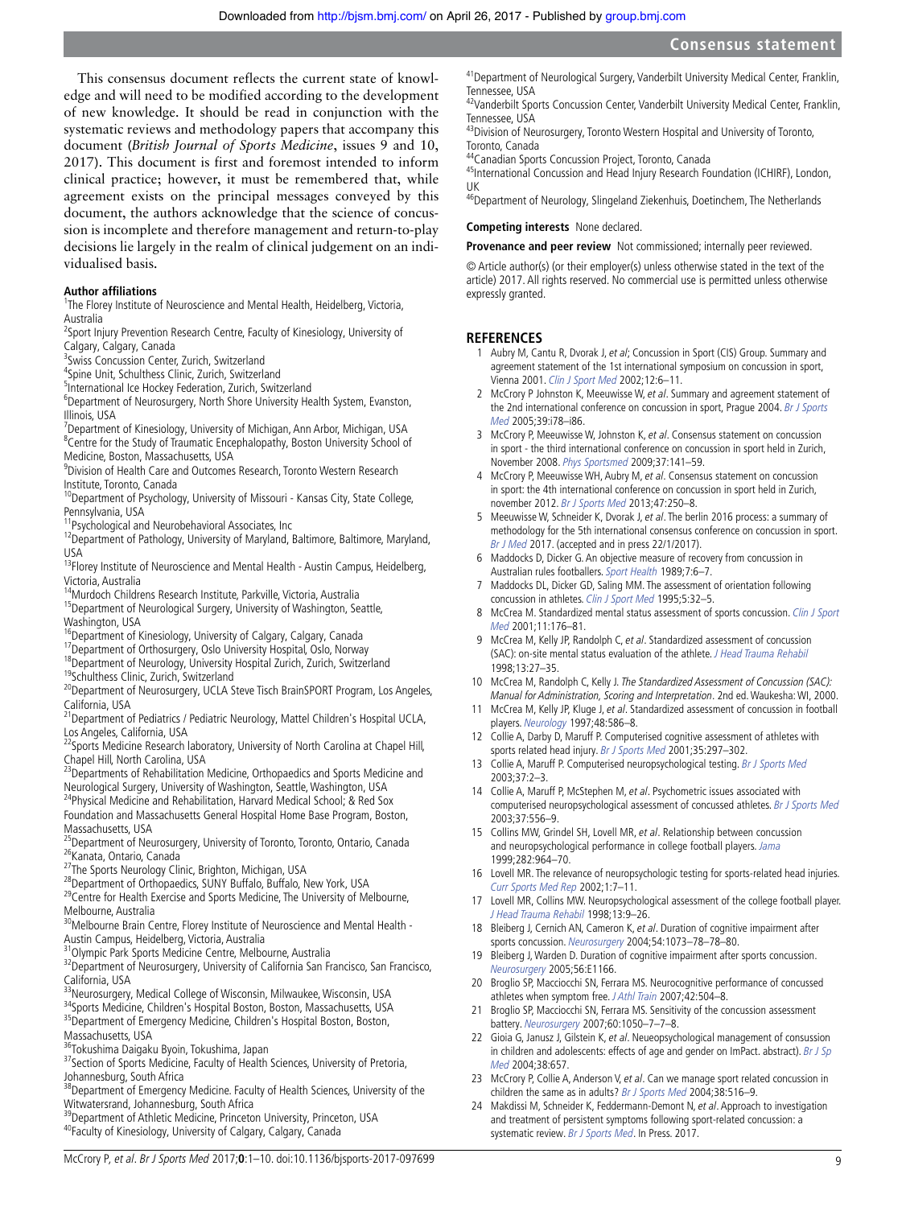This consensus document reflects the current state of knowledge and will need to be modified according to the development of new knowledge. It should be read in conjunction with the systematic reviews and methodology papers that accompany this document (*British Journal of Sports Medicine*, issues 9 and 10, 2017). This document is first and foremost intended to inform clinical practice; however, it must be remembered that, while agreement exists on the principal messages conveyed by this document, the authors acknowledge that the science of concussion is incomplete and therefore management and return-to-play decisions lie largely in the realm of clinical judgement on an individualised basis.

**Author affiliations**

[1]The Florey Institute of Neuroscience and Mental Health, Heidelberg, Victoria, Australia
[2]Sport Injury Prevention Research Centre, Faculty of Kinesiology, University of Calgary, Calgary, Canada
[3]Swiss Concussion Center, Zurich, Switzerland
[4]Spine Unit, Schulthess Clinic, Zurich, Switzerland
[5]International Ice Hockey Federation, Zurich, Switzerland
[6]Department of Neurosurgery, North Shore University Health System, Evanston, Illinois, USA
[7]Department of Kinesiology, University of Michigan, Ann Arbor, Michigan, USA
[8]Centre for the Study of Traumatic Encephalopathy, Boston University School of Medicine, Boston, Massachusetts, USA
[9]Division of Health Care and Outcomes Research, Toronto Western Research Institute, Toronto, Canada
[10]Department of Psychology, University of Missouri - Kansas City, State College, Pennsylvania, USA
[11]Psychological and Neurobehavioral Associates, Inc
[12]Department of Pathology, University of Maryland, Baltimore, Baltimore, Maryland, USA
[13]Florey Institute of Neuroscience and Mental Health - Austin Campus, Heidelberg, Victoria, Australia
[14]Murdoch Childrens Research Institute, Parkville, Victoria, Australia
[15]Department of Neurological Surgery, University of Washington, Seattle, Washington, USA
[16]Department of Kinesiology, University of Calgary, Calgary, Canada
[17]Department of Orthosurgery, Oslo University Hospital, Oslo, Norway
[18]Department of Neurology, University Hospital Zurich, Zurich, Switzerland
[19]Schulthess Clinic, Zurich, Switzerland
[20]Department of Neurosurgery, UCLA Steve Tisch BrainSPORT Program, Los Angeles, California, USA
[21]Department of Pediatrics / Pediatric Neurology, Mattel Children's Hospital UCLA, Los Angeles, California, USA
[22]Sports Medicine Research laboratory, University of North Carolina at Chapel Hill, Chapel Hill, North Carolina, USA
[23]Departments of Rehabilitation Medicine, Orthopaedics and Sports Medicine and Neurological Surgery, University of Washington, Seattle, Washington, USA
[24]Physical Medicine and Rehabilitation, Harvard Medical School; & Red Sox Foundation and Massachusetts General Hospital Home Base Program, Boston, Massachusetts, USA
[25]Department of Neurosurgery, University of Toronto, Toronto, Ontario, Canada
[26]Kanata, Ontario, Canada
[27]The Sports Neurology Clinic, Brighton, Michigan, USA
[28]Department of Orthopaedics, SUNY Buffalo, Buffalo, New York, USA
[29]Centre for Health Exercise and Sports Medicine, The University of Melbourne, Melbourne, Australia
[30]Melbourne Brain Centre, Florey Institute of Neuroscience and Mental Health - Austin Campus, Heidelberg, Victoria, Australia
[31]Olympic Park Sports Medicine Centre, Melbourne, Australia
[32]Department of Neurosurgery, University of California San Francisco, San Francisco, California, USA
[33]Neurosurgery, Medical College of Wisconsin, Milwaukee, Wisconsin, USA
[34]Sports Medicine, Children's Hospital Boston, Boston, Massachusetts, USA
[35]Department of Emergency Medicine, Children's Hospital Boston, Boston, Massachusetts, USA
[36]Tokushima Daigaku Byoin, Tokushima, Japan
[37]Section of Sports Medicine, Faculty of Health Sciences, University of Pretoria, Johannesburg, South Africa
[38]Department of Emergency Medicine. Faculty of Health Sciences, University of the Witwatersrand, Johannesburg, South Africa
[39]Department of Athletic Medicine, Princeton University, Princeton, USA
[40]Faculty of Kinesiology, University of Calgary, Calgary, Canada
[41]Department of Neurological Surgery, Vanderbilt University Medical Center, Franklin, Tennessee, USA
[42]Vanderbilt Sports Concussion Center, Vanderbilt University Medical Center, Franklin, Tennessee, USA
[43]Division of Neurosurgery, Toronto Western Hospital and University of Toronto, Toronto, Canada
[44]Canadian Sports Concussion Project, Toronto, Canada
[45]International Concussion and Head Injury Research Foundation (ICHIRF), London, UK
[46]Department of Neurology, Slingeland Ziekenhuis, Doetinchem, The Netherlands

**Competing interests** None declared.

**Provenance and peer review** Not commissioned; internally peer reviewed.

© Article author(s) (or their employer(s) unless otherwise stated in the text of the article) 2017. All rights reserved. No commercial use is permitted unless otherwise expressly granted.

## REFERENCES

1. Aubry M, Cantu R, Dvorak J, *et al*; Concussion in Sport (CIS) Group. Summary and agreement statement of the 1st international symposium on concussion in sport, Vienna 2001. *Clin J Sport Med* 2002;12:6–11.
2. McCrory P Johnston K, Meeuwisse W, *et al*. Summary and agreement statement of the 2nd international conference on concussion in sport, Prague 2004. *Br J Sports Med* 2005;39:i78–i86.
3. McCrory P, Meeuwisse W, Johnston K, *et al*. Consensus statement on concussion in sport - the third international conference on concussion in sport held in Zurich, November 2008. *Phys Sportsmed* 2009;37:141–59.
4. McCrory P, Meeuwisse WH, Aubry M, *et al*. Consensus statement on concussion in sport: the 4th international conference on concussion in sport held in Zurich, november 2012. *Br J Sports Med* 2013;47:250–8.
5. Meeuwisse W, Schneider K, Dvorak J, *et al*. The berlin 2016 process: a summary of methodology for the 5th international consensus conference on concussion in sport. *Br J Med* 2017. (accepted and in press 22/1/2017).
6. Maddocks D, Dicker G. An objective measure of recovery from concussion in Australian rules footballers. *Sport Health* 1989;7:6–7.
7. Maddocks DL, Dicker GD, Saling MM. The assessment of orientation following concussion in athletes. *Clin J Sport Med* 1995;5:32–5.
8. McCrea M. Standardized mental status assessment of sports concussion. *Clin J Sport Med* 2001;11:176–81.
9. McCrea M, Kelly JP, Randolph C, *et al*. Standardized assessment of concussion (SAC): on-site mental status evaluation of the athlete. *J Head Trauma Rehabil* 1998;13:27–35.
10. McCrea M, Randolph C, Kelly J. *The Standardized Assessment of Concussion (SAC): Manual for Administration, Scoring and Interpretation*. 2nd ed. Waukesha: WI, 2000.
11. McCrea M, Kelly JP, Kluge J, *et al*. Standardized assessment of concussion in football players. *Neurology* 1997;48:586–8.
12. Collie A, Darby D, Maruff P. Computerised cognitive assessment of athletes with sports related head injury. *Br J Sports Med* 2001;35:297–302.
13. Collie A, Maruff P. Computerised neuropsychological testing. *Br J Sports Med* 2003;37:2–3.
14. Collie A, Maruff P, McStephen M, *et al*. Psychometric issues associated with computerised neuropsychological assessment of concussed athletes. *Br J Sports Med* 2003;37:556–9.
15. Collins MW, Grindel SH, Lovell MR, *et al*. Relationship between concussion and neuropsychological performance in college football players. *Jama* 1999;282:964–70.
16. Lovell MR. The relevance of neuropsychologic testing for sports-related head injuries. *Curr Sports Med Rep* 2002;1:7–11.
17. Lovell MR, Collins MW. Neuropsychological assessment of the college football player. *J Head Trauma Rehabil* 1998;13:9–26.
18. Bleiberg J, Cernich AN, Cameron K, *et al*. Duration of cognitive impairment after sports concussion. *Neurosurgery* 2004;54:1073–78–78–80.
19. Bleiberg J, Warden D. Duration of cognitive impairment after sports concussion. *Neurosurgery* 2005;56:E1166.
20. Broglio SP, Macciocchi SN, Ferrara MS. Neurocognitive performance of concussed athletes when symptom free. *J Athl Train* 2007;42:504–8.
21. Broglio SP, Macciocchi SN, Ferrara MS. Sensitivity of the concussion assessment battery. *Neurosurgery* 2007;60:1050–7–7–8.
22. Gioia G, Janusz J, Gilstein K, *et al*. Neueopsychological management of consussion in children and adolescents: effects of age and gender on ImPact. abstract). *Br J Sp Med* 2004;38:657.
23. McCrory P, Collie A, Anderson V, *et al*. Can we manage sport related concussion in children the same as in adults? *Br J Sports Med* 2004;38:516–9.
24. Makdissi M, Schneider K, Feddermann-Demont N, *et al*. Approach to investigation and treatment of persistent symptoms following sport-related concussion: a systematic review. *Br J Sports Med*. In Press. 2017.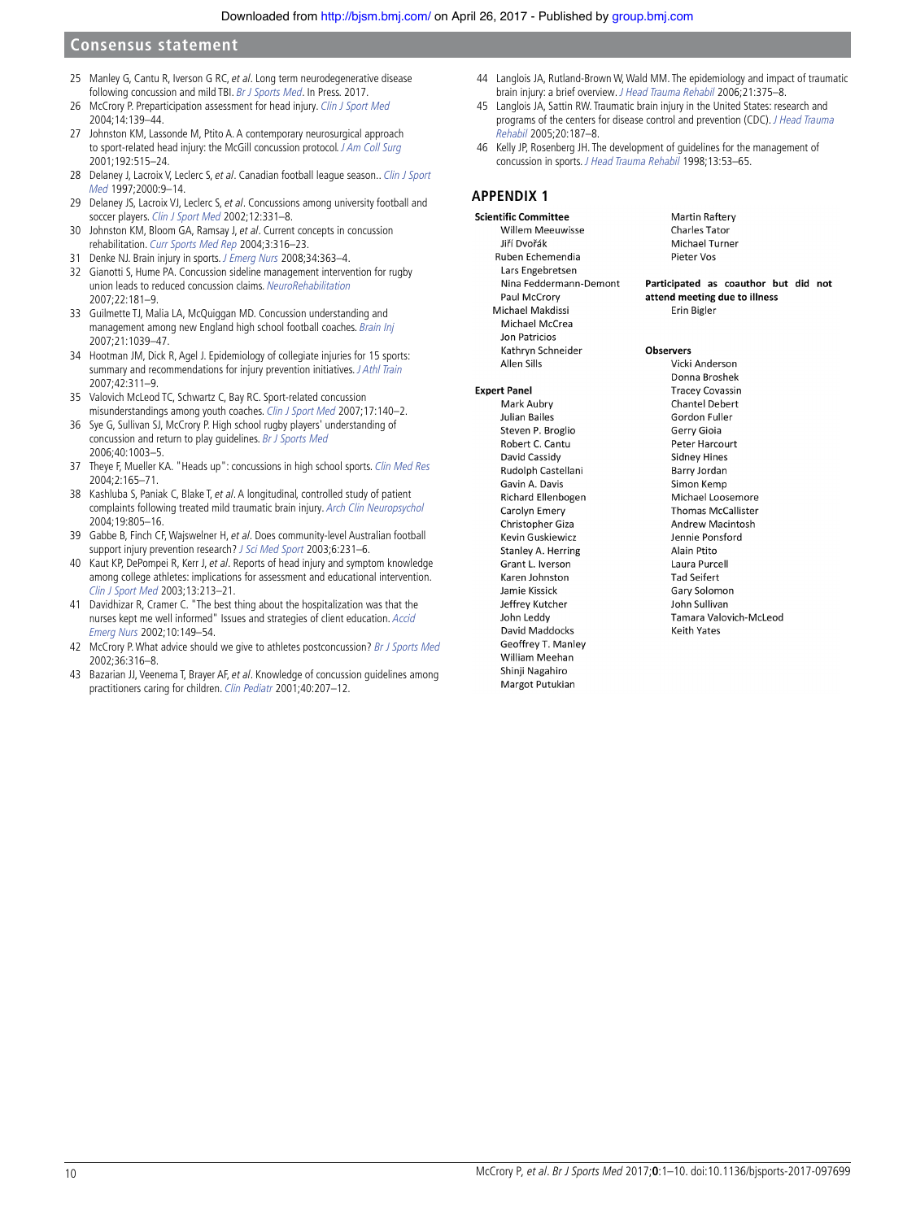25 Manley G, Cantu R, Iverson G RC, *et al*. Long term neurodegenerative disease following concussion and mild TBI. *Br J Sports Med*. In Press. 2017.

26 McCrory P. Preparticipation assessment for head injury. *Clin J Sport Med* 2004;14:139–44.

27 Johnston KM, Lassonde M, Ptito A. A contemporary neurosurgical approach to sport-related head injury: the McGill concussion protocol. *J Am Coll Surg* 2001;192:515–24.

28 Delaney J, Lacroix V, Leclerc S, *et al*. Canadian football league season.. *Clin J Sport Med* 1997;2000:9–14.

29 Delaney JS, Lacroix VJ, Leclerc S, *et al*. Concussions among university football and soccer players. *Clin J Sport Med* 2002;12:331–8.

30 Johnston KM, Bloom GA, Ramsay J, *et al*. Current concepts in concussion rehabilitation. *Curr Sports Med Rep* 2004;3:316–23.

31 Denke NJ. Brain injury in sports. *J Emerg Nurs* 2008;34:363–4.

32 Gianotti S, Hume PA. Concussion sideline management intervention for rugby union leads to reduced concussion claims. *NeuroRehabilitation* 2007;22:181–9.

33 Guilmette TJ, Malia LA, McQuiggan MD. Concussion understanding and management among new England high school football coaches. *Brain Inj* 2007;21:1039–47.

34 Hootman JM, Dick R, Agel J. Epidemiology of collegiate injuries for 15 sports: summary and recommendations for injury prevention initiatives. *J Athl Train* 2007;42:311–9.

35 Valovich McLeod TC, Schwartz C, Bay RC. Sport-related concussion misunderstandings among youth coaches. *Clin J Sport Med* 2007;17:140–2.

36 Sye G, Sullivan SJ, McCrory P. High school rugby players' understanding of concussion and return to play guidelines. *Br J Sports Med* 2006;40:1003–5.

37 Theye F, Mueller KA. "Heads up": concussions in high school sports. *Clin Med Res* 2004;2:165–71.

38 Kashluba S, Paniak C, Blake T, *et al*. A longitudinal, controlled study of patient complaints following treated mild traumatic brain injury. *Arch Clin Neuropsychol* 2004;19:805–16.

39 Gabbe B, Finch CF, Wajswelner H, *et al*. Does community-level Australian football support injury prevention research? *J Sci Med Sport* 2003;6:231–6.

40 Kaut KP, DePompei R, Kerr J, *et al*. Reports of head injury and symptom knowledge among college athletes: implications for assessment and educational intervention. *Clin J Sport Med* 2003;13:213–21.

41 Davidhizar R, Cramer C. "The best thing about the hospitalization was that the nurses kept me well informed" Issues and strategies of client education. *Accid Emerg Nurs* 2002;10:149–54.

42 McCrory P. What advice should we give to athletes postconcussion? *Br J Sports Med* 2002;36:316–8.

43 Bazarian JJ, Veenema T, Brayer AF, *et al*. Knowledge of concussion guidelines among practitioners caring for children. *Clin Pediatr* 2001;40:207–12.

44 Langlois JA, Rutland-Brown W, Wald MM. The epidemiology and impact of traumatic brain injury: a brief overview. *J Head Trauma Rehabil* 2006;21:375–8.

45 Langlois JA, Sattin RW. Traumatic brain injury in the United States: research and programs of the centers for disease control and prevention (CDC). *J Head Trauma Rehabil* 2005;20:187–8.

46 Kelly JP, Rosenberg JH. The development of guidelines for the management of concussion in sports. *J Head Trauma Rehabil* 1998;13:53–65.

## APPENDIX 1

**Scientific Committee**

Willem Meeuwisse
Jiří Dvořák
Ruben Echemendia
Lars Engebretsen
Nina Feddermann-Demont
Paul McCrory
Michael Makdissi
Michael McCrea
Jon Patricios
Kathryn Schneider
Allen Sills
Martin Raftery
Charles Tator
Michael Turner
Pieter Vos

**Participated as coauthor but did not attend meeting due to illness**

Erin Bigler

**Expert Panel**

Mark Aubry
Julian Bailes
Steven P. Broglio
Robert C. Cantu
David Cassidy
Rudolph Castellani
Gavin A. Davis
Richard Ellenbogen
Carolyn Emery
Christopher Giza
Kevin Guskiewicz
Stanley A. Herring
Grant L. Iverson
Karen Johnston
Jamie Kissick
Jeffrey Kutcher
John Leddy
David Maddocks
Geoffrey T. Manley
William Meehan
Shinji Nagahiro
Margot Putukian

**Observers**

Vicki Anderson
Donna Broshek
Tracey Covassin
Chantel Debert
Gordon Fuller
Gerry Gioia
Peter Harcourt
Sidney Hines
Barry Jordan
Simon Kemp
Michael Loosemore
Thomas McCallister
Andrew Macintosh
Jennie Ponsford
Alain Ptito
Laura Purcell
Tad Seifert
Gary Solomon
John Sullivan
Tamara Valovich-McLeod
Keith Yates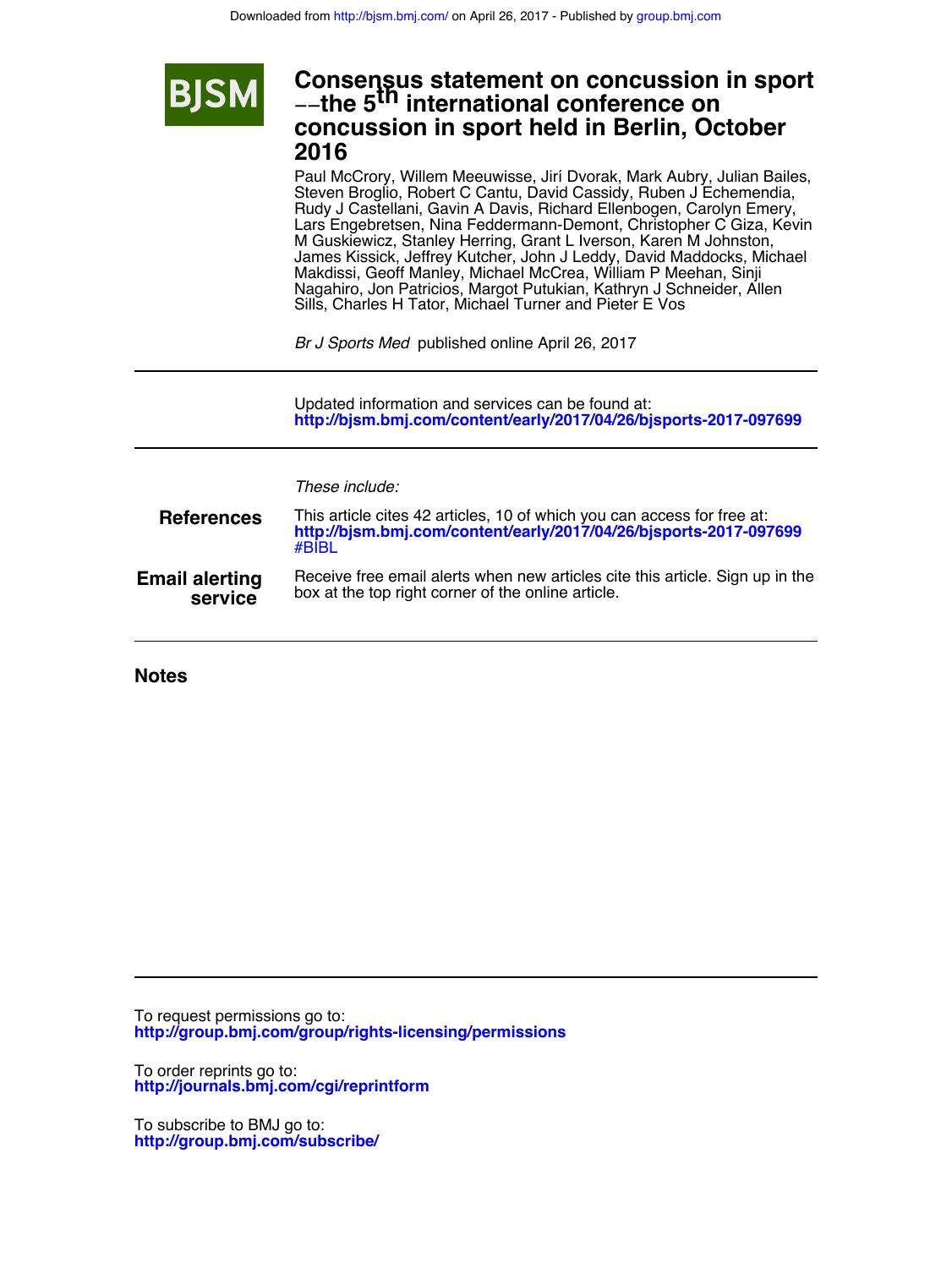Downloaded from http://bjsm.bmj.com/ on April 26, 2017 - Published by group.bmj.com

BJSM

# Consensus statement on concussion in sport −−the 5th international conference on concussion in sport held in Berlin, October 2016

Paul McCrory, Willem Meeuwisse, Jirí Dvorak, Mark Aubry, Julian Bailes, Steven Broglio, Robert C Cantu, David Cassidy, Ruben J Echemendia, Rudy J Castellani, Gavin A Davis, Richard Ellenbogen, Carolyn Emery, Lars Engebretsen, Nina Feddermann-Demont, Christopher C Giza, Kevin M Guskiewicz, Stanley Herring, Grant L Iverson, Karen M Johnston, James Kissick, Jeffrey Kutcher, John J Leddy, David Maddocks, Michael Makdissi, Geoff Manley, Michael McCrea, William P Meehan, Sinji Nagahiro, Jon Patricios, Margot Putukian, Kathryn J Schneider, Allen Sills, Charles H Tator, Michael Turner and Pieter E Vos

*Br J Sports Med* published online April 26, 2017

Updated information and services can be found at:
**http://bjsm.bmj.com/content/early/2017/04/26/bjsports-2017-097699**

*These include:*

**References**
This article cites 42 articles, 10 of which you can access for free at:
**http://bjsm.bmj.com/content/early/2017/04/26/bjsports-2017-097699**
#BIBL

**Email alerting service**
Receive free email alerts when new articles cite this article. Sign up in the box at the top right corner of the online article.

## Notes

To request permissions go to:
**http://group.bmj.com/group/rights-licensing/permissions**

To order reprints go to:
**http://journals.bmj.com/cgi/reprintform**

To subscribe to BMJ go to:
**http://group.bmj.com/subscribe/**